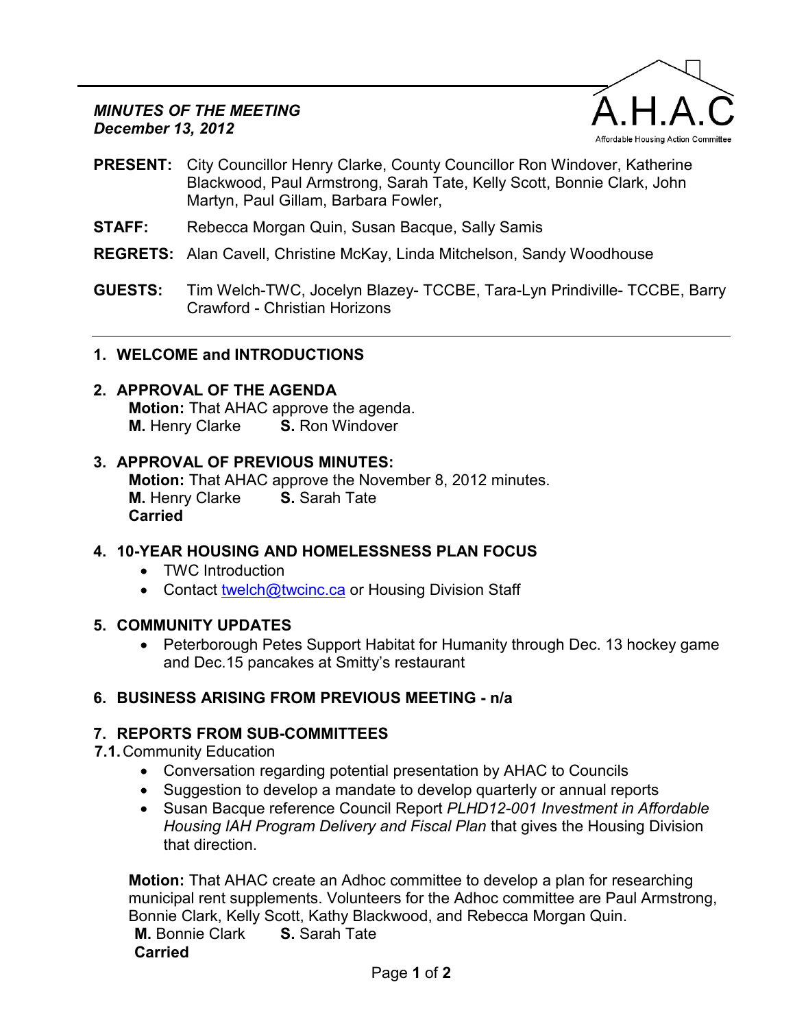***MINUTES OF THE MEETING***
***December 13, 2012***

A.H.A.C
Affordable Housing Action Committee

**PRESENT:** City Councillor Henry Clarke, County Councillor Ron Windover, Katherine Blackwood, Paul Armstrong, Sarah Tate, Kelly Scott, Bonnie Clark, John Martyn, Paul Gillam, Barbara Fowler,

**STAFF:** Rebecca Morgan Quin, Susan Bacque, Sally Samis

**REGRETS:** Alan Cavell, Christine McKay, Linda Mitchelson, Sandy Woodhouse

**GUESTS:** Tim Welch-TWC, Jocelyn Blazey- TCCBE, Tara-Lyn Prindiville- TCCBE, Barry Crawford - Christian Horizons

---

## 1. WELCOME and INTRODUCTIONS

## 2. APPROVAL OF THE AGENDA

**Motion:** That AHAC approve the agenda.
**M.** Henry Clarke **S.** Ron Windover

## 3. APPROVAL OF PREVIOUS MINUTES:

**Motion:** That AHAC approve the November 8, 2012 minutes.
**M.** Henry Clarke **S.** Sarah Tate
**Carried**

## 4. 10-YEAR HOUSING AND HOMELESSNESS PLAN FOCUS

- TWC Introduction
- Contact twelch@twcinc.ca or Housing Division Staff

## 5. COMMUNITY UPDATES

- Peterborough Petes Support Habitat for Humanity through Dec. 13 hockey game and Dec.15 pancakes at Smitty's restaurant

## 6. BUSINESS ARISING FROM PREVIOUS MEETING - n/a

## 7. REPORTS FROM SUB-COMMITTEES

**7.1.** Community Education

- Conversation regarding potential presentation by AHAC to Councils
- Suggestion to develop a mandate to develop quarterly or annual reports
- Susan Bacque reference Council Report *PLHD12-001 Investment in Affordable Housing IAH Program Delivery and Fiscal Plan* that gives the Housing Division that direction.

**Motion:** That AHAC create an Adhoc committee to develop a plan for researching municipal rent supplements. Volunteers for the Adhoc committee are Paul Armstrong, Bonnie Clark, Kelly Scott, Kathy Blackwood, and Rebecca Morgan Quin.
**M.** Bonnie Clark **S.** Sarah Tate
**Carried**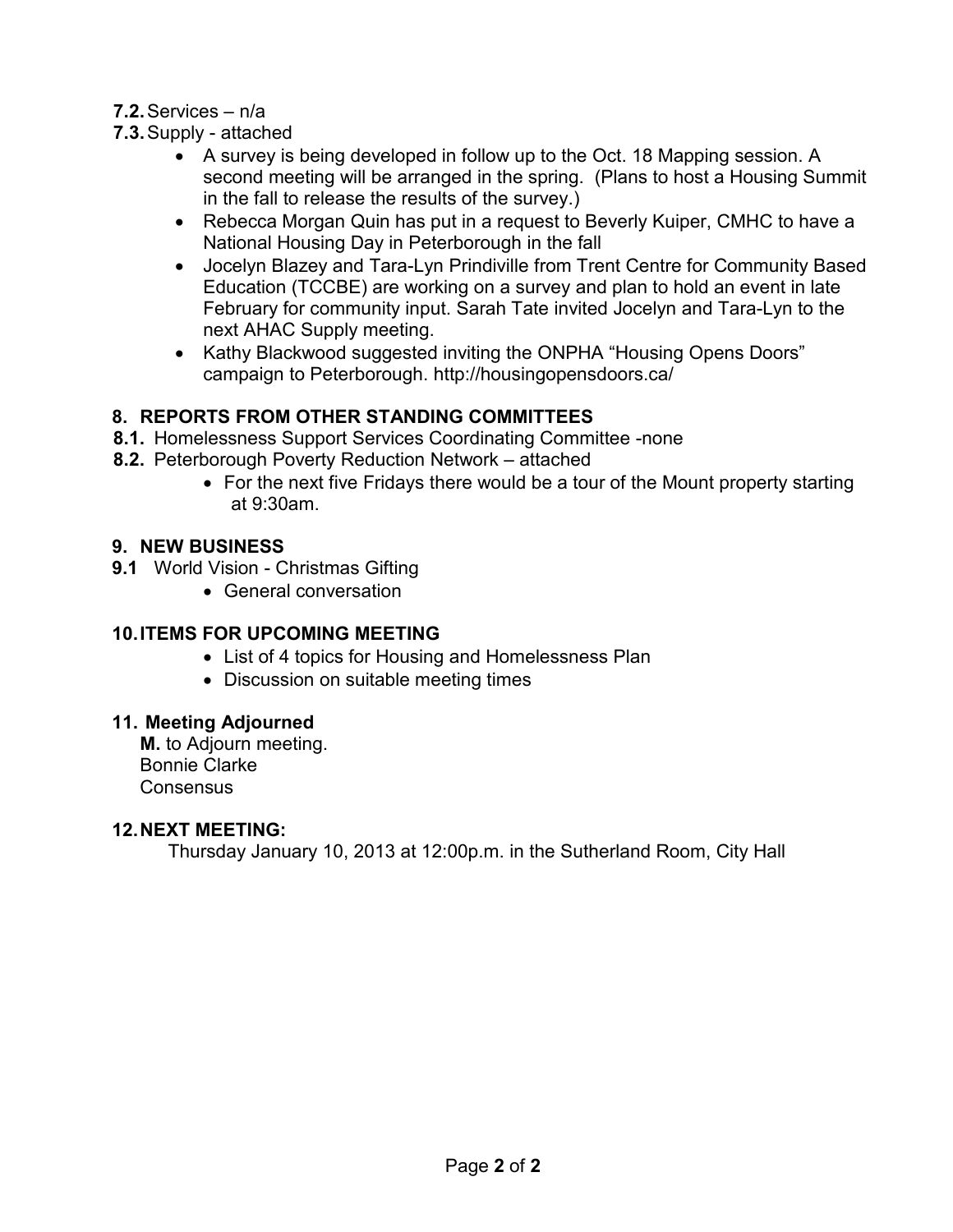**7.2.** Services – n/a

**7.3.** Supply - attached

- A survey is being developed in follow up to the Oct. 18 Mapping session. A second meeting will be arranged in the spring. (Plans to host a Housing Summit in the fall to release the results of the survey.)
- Rebecca Morgan Quin has put in a request to Beverly Kuiper, CMHC to have a National Housing Day in Peterborough in the fall
- Jocelyn Blazey and Tara-Lyn Prindiville from Trent Centre for Community Based Education (TCCBE) are working on a survey and plan to hold an event in late February for community input. Sarah Tate invited Jocelyn and Tara-Lyn to the next AHAC Supply meeting.
- Kathy Blackwood suggested inviting the ONPHA "Housing Opens Doors" campaign to Peterborough. http://housingopensdoors.ca/

## 8. REPORTS FROM OTHER STANDING COMMITTEES

**8.1.** Homelessness Support Services Coordinating Committee -none

**8.2.** Peterborough Poverty Reduction Network – attached

- For the next five Fridays there would be a tour of the Mount property starting at 9:30am.

## 9. NEW BUSINESS

**9.1** World Vision - Christmas Gifting

- General conversation

## 10. ITEMS FOR UPCOMING MEETING

- List of 4 topics for Housing and Homelessness Plan
- Discussion on suitable meeting times

## 11. Meeting Adjourned

**M.** to Adjourn meeting.
Bonnie Clarke
Consensus

## 12. NEXT MEETING:

Thursday January 10, 2013 at 12:00p.m. in the Sutherland Room, City Hall